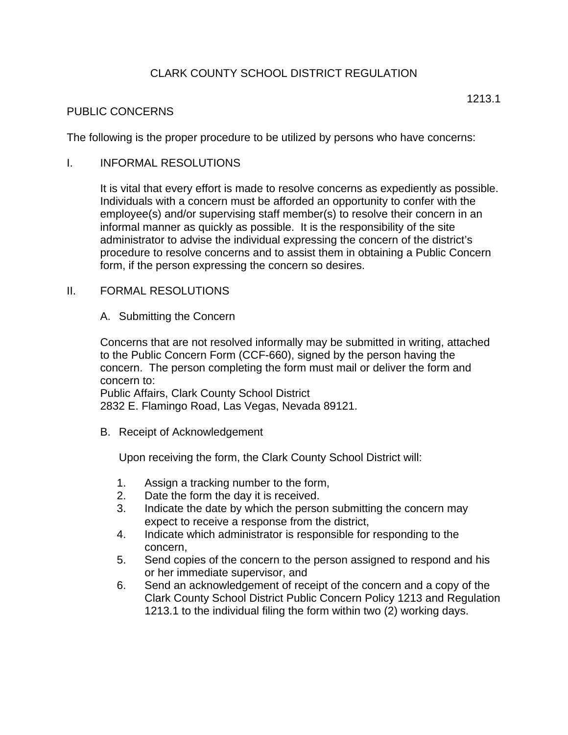# CLARK COUNTY SCHOOL DISTRICT REGULATION

1213.1

## PUBLIC CONCERNS

The following is the proper procedure to be utilized by persons who have concerns:

### I. INFORMAL RESOLUTIONS

It is vital that every effort is made to resolve concerns as expediently as possible. Individuals with a concern must be afforded an opportunity to confer with the employee(s) and/or supervising staff member(s) to resolve their concern in an informal manner as quickly as possible. It is the responsibility of the site administrator to advise the individual expressing the concern of the district's procedure to resolve concerns and to assist them in obtaining a Public Concern form, if the person expressing the concern so desires.

### II. FORMAL RESOLUTIONS

#### A. Submitting the Concern

Concerns that are not resolved informally may be submitted in writing, attached to the Public Concern Form (CCF-660), signed by the person having the concern. The person completing the form must mail or deliver the form and concern to:
Public Affairs, Clark County School District
2832 E. Flamingo Road, Las Vegas, Nevada 89121.

#### B. Receipt of Acknowledgement

Upon receiving the form, the Clark County School District will:

1. Assign a tracking number to the form,
2. Date the form the day it is received.
3. Indicate the date by which the person submitting the concern may expect to receive a response from the district,
4. Indicate which administrator is responsible for responding to the concern,
5. Send copies of the concern to the person assigned to respond and his or her immediate supervisor, and
6. Send an acknowledgement of receipt of the concern and a copy of the Clark County School District Public Concern Policy 1213 and Regulation 1213.1 to the individual filing the form within two (2) working days.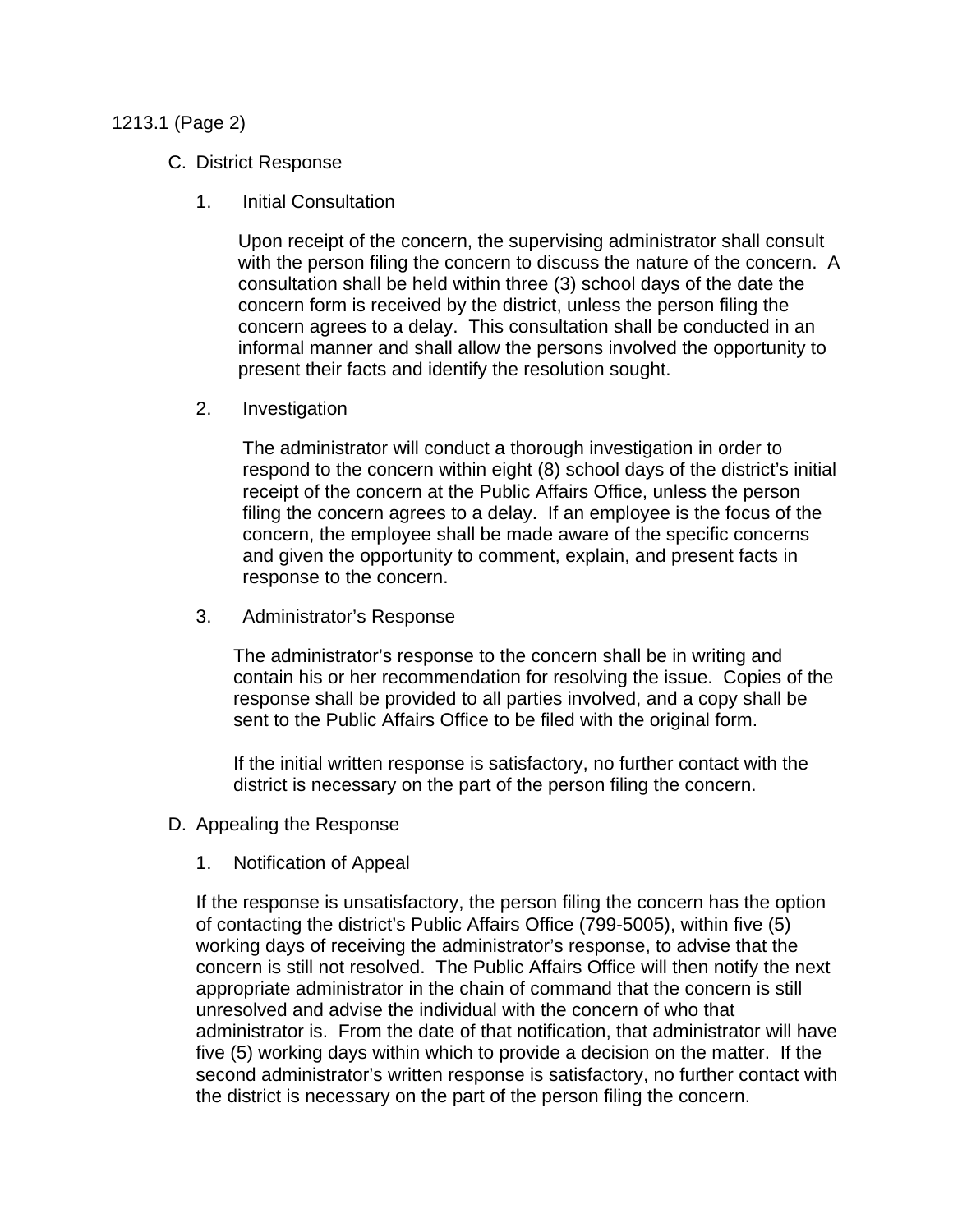1213.1 (Page 2)

C. District Response

1. Initial Consultation

Upon receipt of the concern, the supervising administrator shall consult with the person filing the concern to discuss the nature of the concern. A consultation shall be held within three (3) school days of the date the concern form is received by the district, unless the person filing the concern agrees to a delay. This consultation shall be conducted in an informal manner and shall allow the persons involved the opportunity to present their facts and identify the resolution sought.

2. Investigation

The administrator will conduct a thorough investigation in order to respond to the concern within eight (8) school days of the district's initial receipt of the concern at the Public Affairs Office, unless the person filing the concern agrees to a delay. If an employee is the focus of the concern, the employee shall be made aware of the specific concerns and given the opportunity to comment, explain, and present facts in response to the concern.

3. Administrator's Response

The administrator's response to the concern shall be in writing and contain his or her recommendation for resolving the issue. Copies of the response shall be provided to all parties involved, and a copy shall be sent to the Public Affairs Office to be filed with the original form.

If the initial written response is satisfactory, no further contact with the district is necessary on the part of the person filing the concern.

D. Appealing the Response

1. Notification of Appeal

If the response is unsatisfactory, the person filing the concern has the option of contacting the district's Public Affairs Office (799-5005), within five (5) working days of receiving the administrator's response, to advise that the concern is still not resolved. The Public Affairs Office will then notify the next appropriate administrator in the chain of command that the concern is still unresolved and advise the individual with the concern of who that administrator is. From the date of that notification, that administrator will have five (5) working days within which to provide a decision on the matter. If the second administrator's written response is satisfactory, no further contact with the district is necessary on the part of the person filing the concern.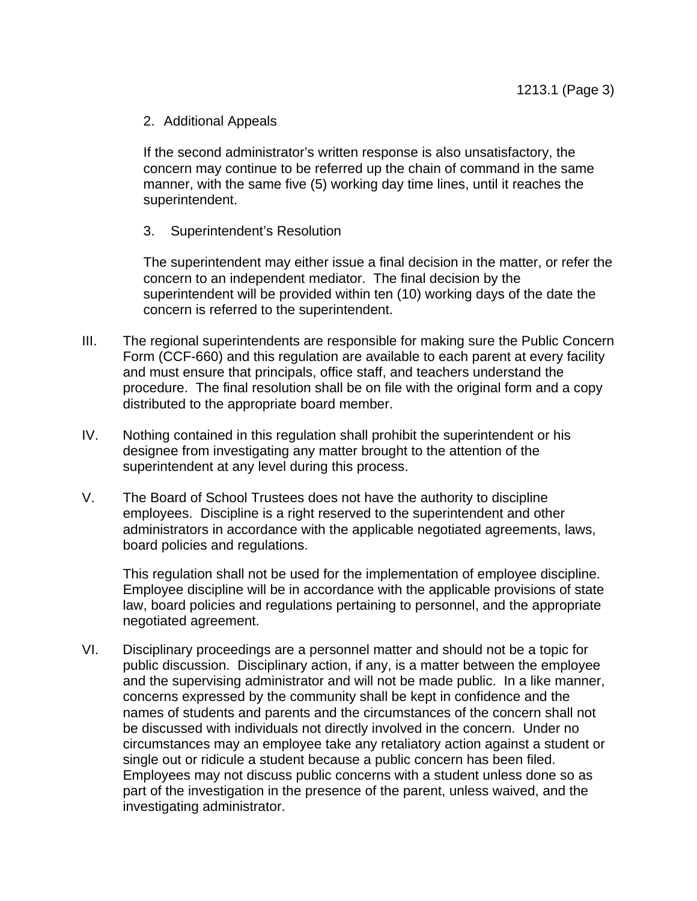2. Additional Appeals

If the second administrator's written response is also unsatisfactory, the concern may continue to be referred up the chain of command in the same manner, with the same five (5) working day time lines, until it reaches the superintendent.

3. Superintendent's Resolution

The superintendent may either issue a final decision in the matter, or refer the concern to an independent mediator. The final decision by the superintendent will be provided within ten (10) working days of the date the concern is referred to the superintendent.

III. The regional superintendents are responsible for making sure the Public Concern Form (CCF-660) and this regulation are available to each parent at every facility and must ensure that principals, office staff, and teachers understand the procedure. The final resolution shall be on file with the original form and a copy distributed to the appropriate board member.

IV. Nothing contained in this regulation shall prohibit the superintendent or his designee from investigating any matter brought to the attention of the superintendent at any level during this process.

V. The Board of School Trustees does not have the authority to discipline employees. Discipline is a right reserved to the superintendent and other administrators in accordance with the applicable negotiated agreements, laws, board policies and regulations.

This regulation shall not be used for the implementation of employee discipline. Employee discipline will be in accordance with the applicable provisions of state law, board policies and regulations pertaining to personnel, and the appropriate negotiated agreement.

VI. Disciplinary proceedings are a personnel matter and should not be a topic for public discussion. Disciplinary action, if any, is a matter between the employee and the supervising administrator and will not be made public. In a like manner, concerns expressed by the community shall be kept in confidence and the names of students and parents and the circumstances of the concern shall not be discussed with individuals not directly involved in the concern. Under no circumstances may an employee take any retaliatory action against a student or single out or ridicule a student because a public concern has been filed. Employees may not discuss public concerns with a student unless done so as part of the investigation in the presence of the parent, unless waived, and the investigating administrator.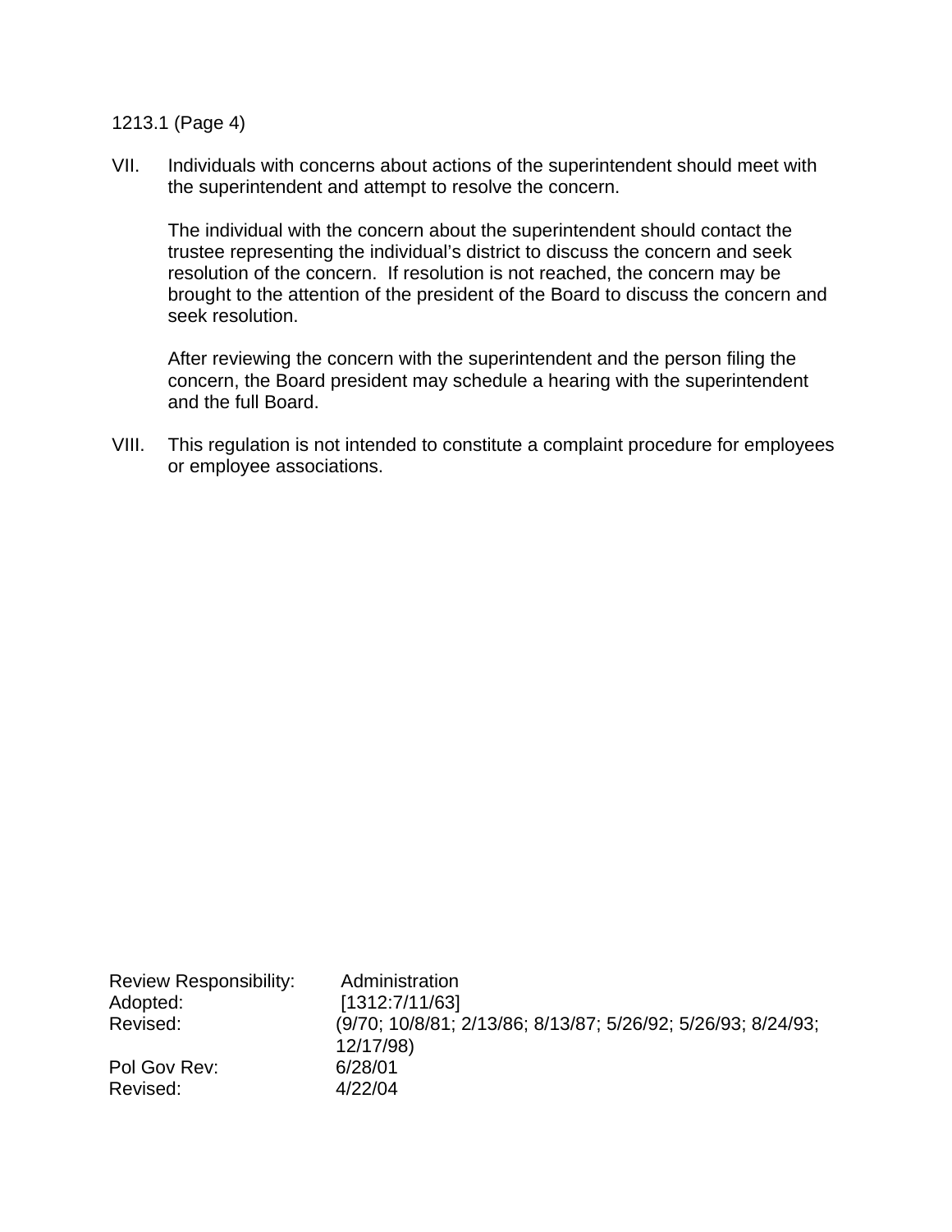VII. Individuals with concerns about actions of the superintendent should meet with the superintendent and attempt to resolve the concern.

The individual with the concern about the superintendent should contact the trustee representing the individual's district to discuss the concern and seek resolution of the concern. If resolution is not reached, the concern may be brought to the attention of the president of the Board to discuss the concern and seek resolution.

After reviewing the concern with the superintendent and the person filing the concern, the Board president may schedule a hearing with the superintendent and the full Board.

VIII. This regulation is not intended to constitute a complaint procedure for employees or employee associations.

| | |
|---|---|
| Review Responsibility: | Administration |
| Adopted: | [1312:7/11/63] |
| Revised: | (9/70; 10/8/81; 2/13/86; 8/13/87; 5/26/92; 5/26/93; 8/24/93; 12/17/98) |
| Pol Gov Rev: | 6/28/01 |
| Revised: | 4/22/04 |